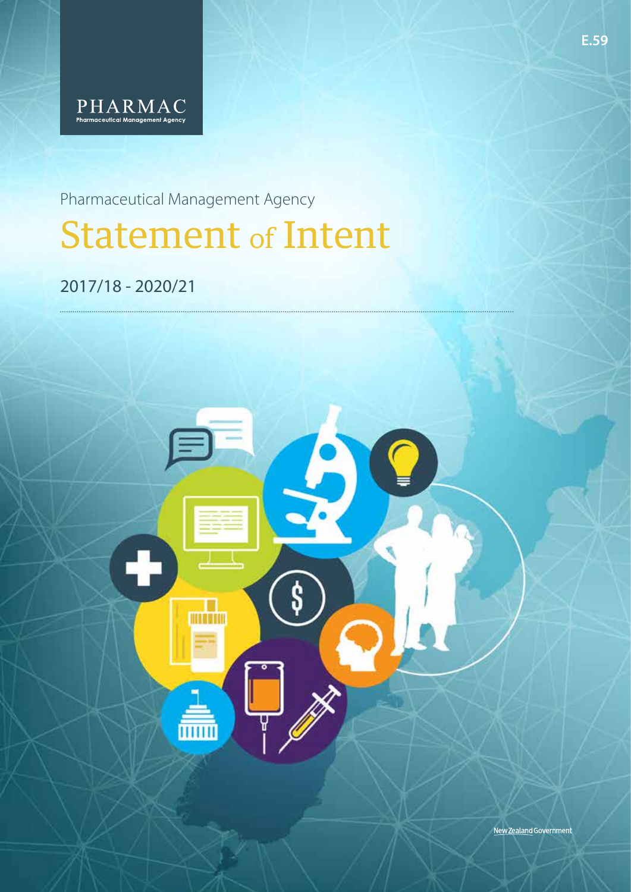E.59

PHARMAC

Pharmaceutical Management Agency

Pharmaceutical Management Agency

# Statement of Intent

2017/18 - 2020/21

New Zealand Government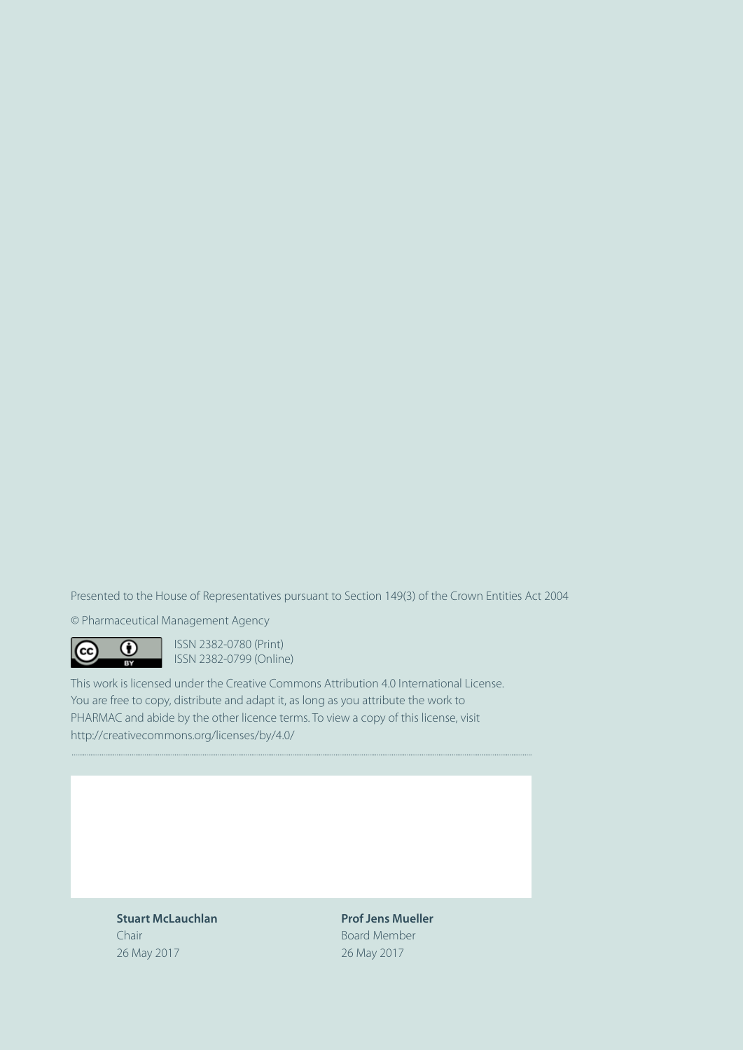Presented to the House of Representatives pursuant to Section 149(3) of the Crown Entities Act 2004

© Pharmaceutical Management Agency

ISSN 2382-0780 (Print)
ISSN 2382-0799 (Online)

This work is licensed under the Creative Commons Attribution 4.0 International License. You are free to copy, distribute and adapt it, as long as you attribute the work to PHARMAC and abide by the other licence terms. To view a copy of this license, visit http://creativecommons.org/licenses/by/4.0/

**Stuart McLauchlan**
Chair
26 May 2017

**Prof Jens Mueller**
Board Member
26 May 2017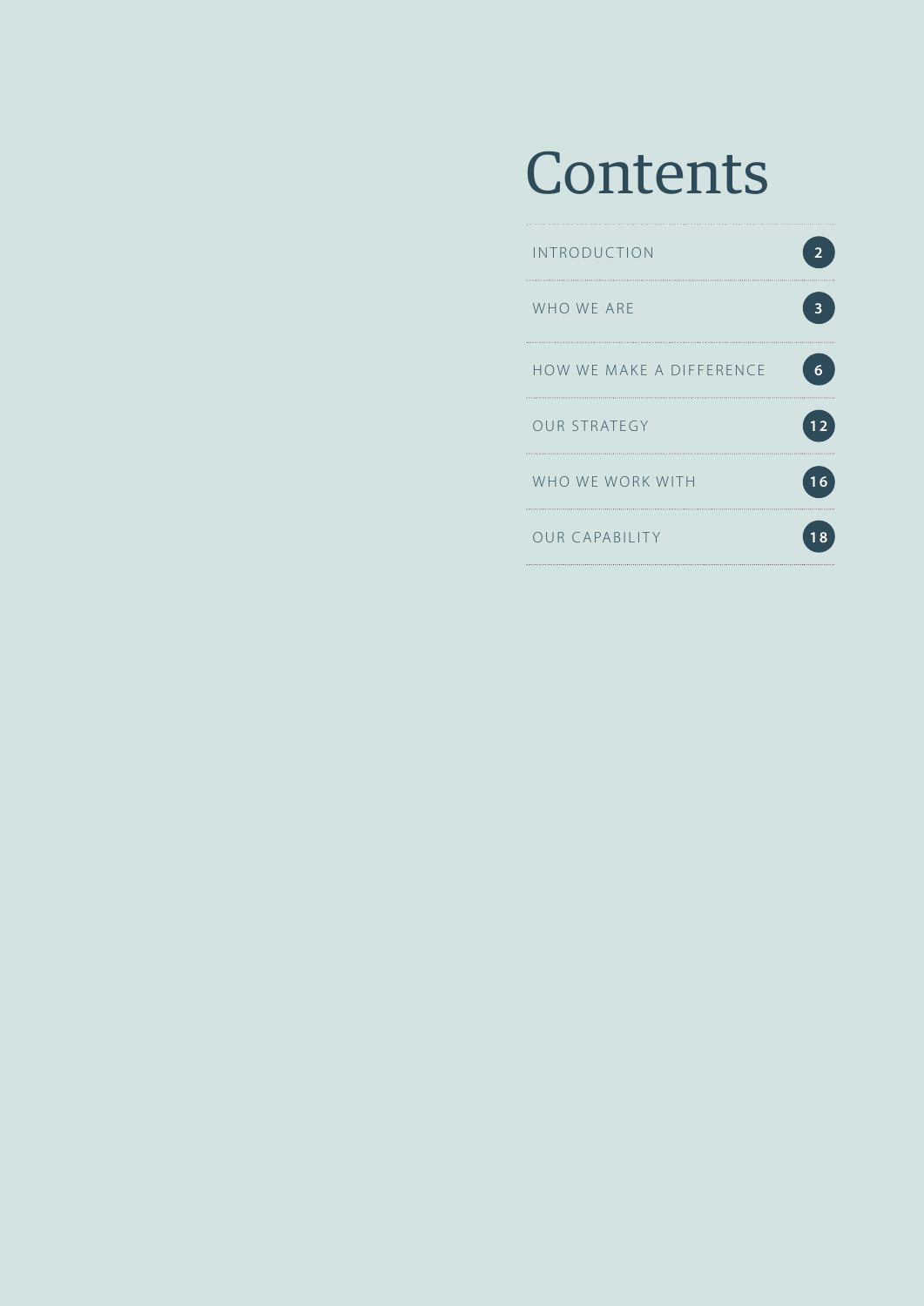# Contents

| | |
|---|---|
| INTRODUCTION | 2 |
| WHO WE ARE | 3 |
| HOW WE MAKE A DIFFERENCE | 6 |
| OUR STRATEGY | 12 |
| WHO WE WORK WITH | 16 |
| OUR CAPABILITY | 18 |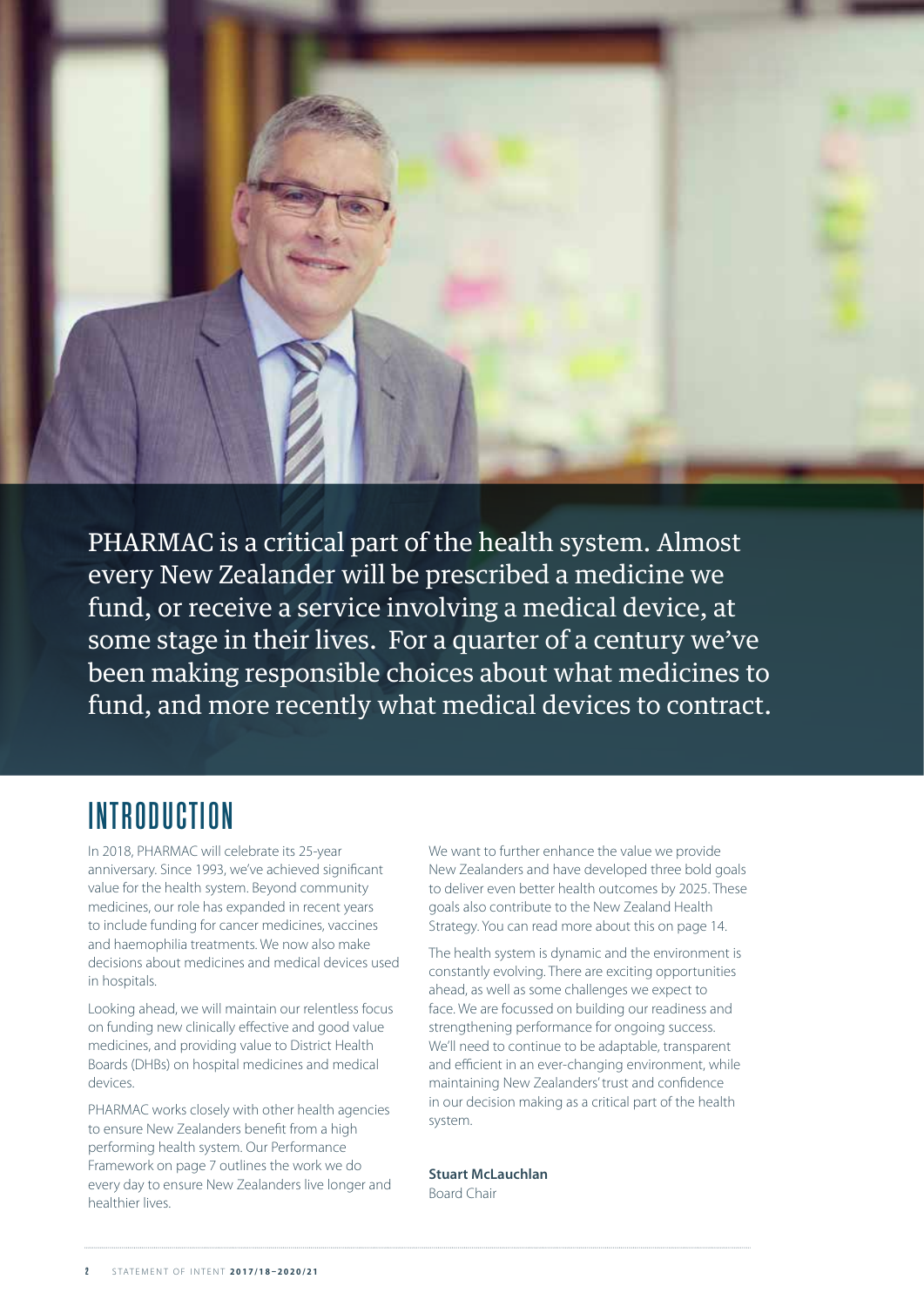PHARMAC is a critical part of the health system. Almost every New Zealander will be prescribed a medicine we fund, or receive a service involving a medical device, at some stage in their lives. For a quarter of a century we've been making responsible choices about what medicines to fund, and more recently what medical devices to contract.

# INTRODUCTION

In 2018, PHARMAC will celebrate its 25-year anniversary. Since 1993, we've achieved significant value for the health system. Beyond community medicines, our role has expanded in recent years to include funding for cancer medicines, vaccines and haemophilia treatments. We now also make decisions about medicines and medical devices used in hospitals.

Looking ahead, we will maintain our relentless focus on funding new clinically effective and good value medicines, and providing value to District Health Boards (DHBs) on hospital medicines and medical devices.

PHARMAC works closely with other health agencies to ensure New Zealanders benefit from a high performing health system. Our Performance Framework on page 7 outlines the work we do every day to ensure New Zealanders live longer and healthier lives.

We want to further enhance the value we provide New Zealanders and have developed three bold goals to deliver even better health outcomes by 2025. These goals also contribute to the New Zealand Health Strategy. You can read more about this on page 14.

The health system is dynamic and the environment is constantly evolving. There are exciting opportunities ahead, as well as some challenges we expect to face. We are focussed on building our readiness and strengthening performance for ongoing success. We'll need to continue to be adaptable, transparent and efficient in an ever-changing environment, while maintaining New Zealanders' trust and confidence in our decision making as a critical part of the health system.

**Stuart McLauchlan**
Board Chair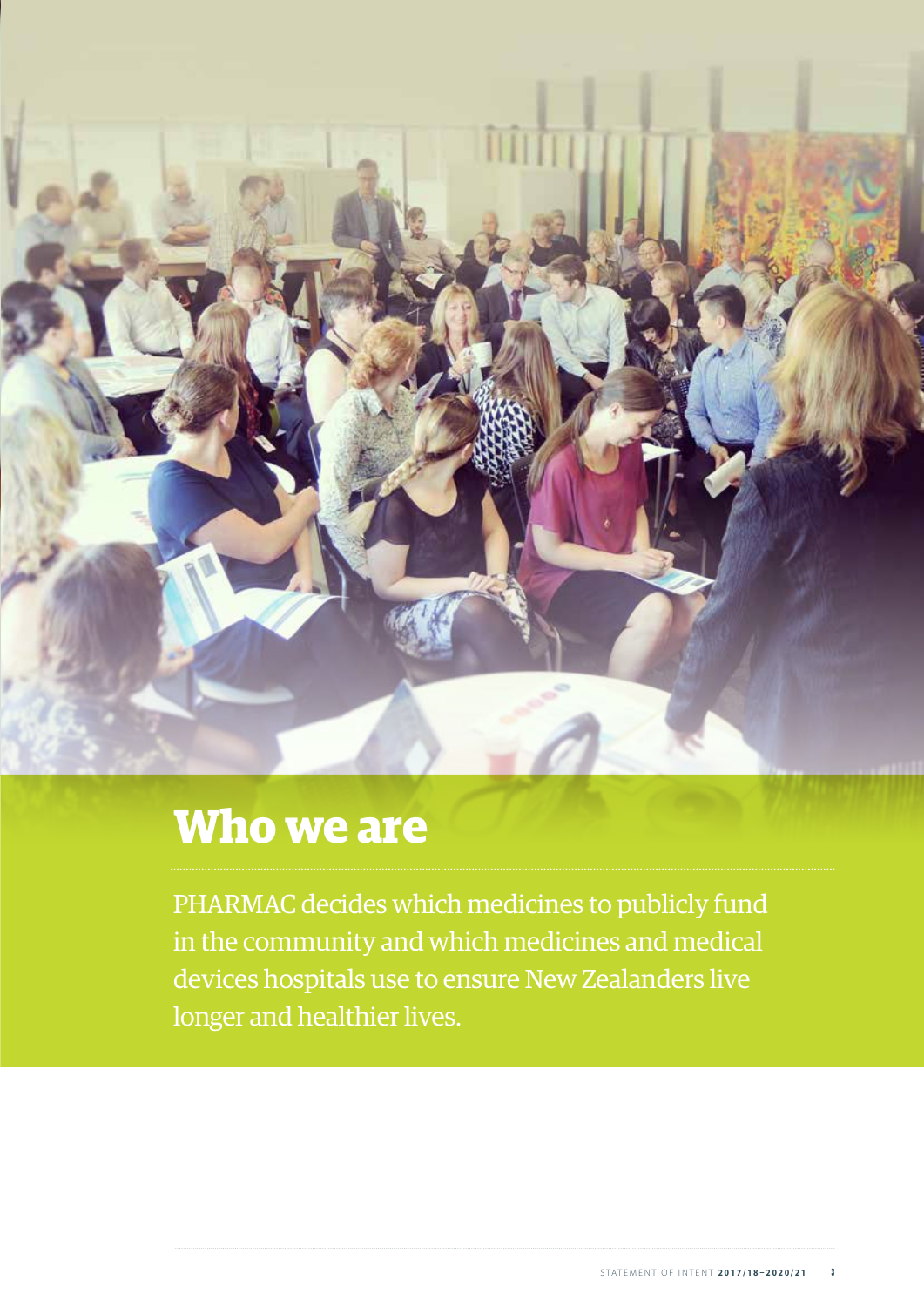# Who we are

PHARMAC decides which medicines to publicly fund in the community and which medicines and medical devices hospitals use to ensure New Zealanders live longer and healthier lives.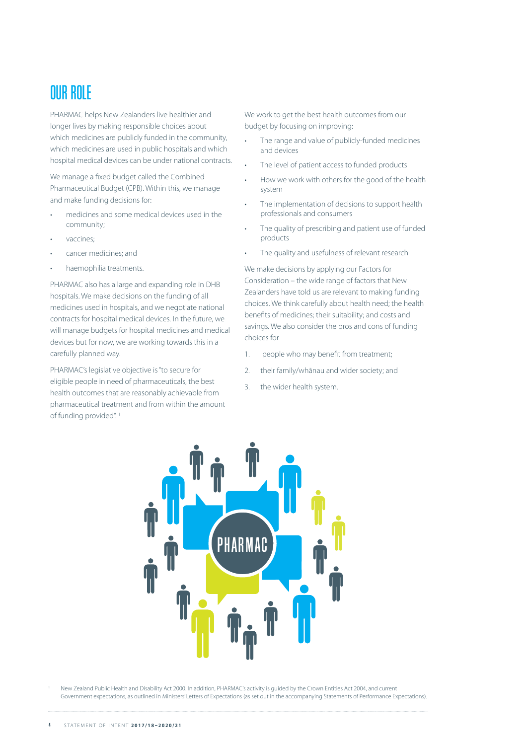# OUR ROLE

PHARMAC helps New Zealanders live healthier and longer lives by making responsible choices about which medicines are publicly funded in the community, which medicines are used in public hospitals and which hospital medical devices can be under national contracts.

We manage a fixed budget called the Combined Pharmaceutical Budget (CPB). Within this, we manage and make funding decisions for:

- medicines and some medical devices used in the community;
- vaccines;
- cancer medicines; and
- haemophilia treatments.

PHARMAC also has a large and expanding role in DHB hospitals. We make decisions on the funding of all medicines used in hospitals, and we negotiate national contracts for hospital medical devices. In the future, we will manage budgets for hospital medicines and medical devices but for now, we are working towards this in a carefully planned way.

PHARMAC's legislative objective is "to secure for eligible people in need of pharmaceuticals, the best health outcomes that are reasonably achievable from pharmaceutical treatment and from within the amount of funding provided".[1]

We work to get the best health outcomes from our budget by focusing on improving:

- The range and value of publicly-funded medicines and devices
- The level of patient access to funded products
- How we work with others for the good of the health system
- The implementation of decisions to support health professionals and consumers
- The quality of prescribing and patient use of funded products
- The quality and usefulness of relevant research

We make decisions by applying our Factors for Consideration – the wide range of factors that New Zealanders have told us are relevant to making funding choices. We think carefully about health need; the health benefits of medicines; their suitability; and costs and savings. We also consider the pros and cons of funding choices for

1. people who may benefit from treatment;
2. their family/whānau and wider society; and
3. the wider health system.

[1] New Zealand Public Health and Disability Act 2000. In addition, PHARMAC's activity is guided by the Crown Entities Act 2004, and current Government expectations, as outlined in Ministers' Letters of Expectations (as set out in the accompanying Statements of Performance Expectations).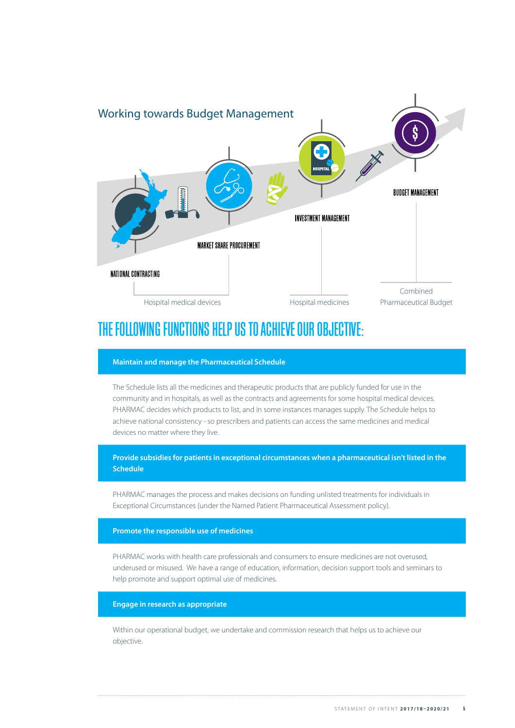## Working towards Budget Management

NATIONAL CONTRACTING

MARKET SHARE PROCUREMENT

Hospital medical devices

INVESTMENT MANAGEMENT

Hospital medicines

BUDGET MANAGEMENT

Combined Pharmaceutical Budget

# THE FOLLOWING FUNCTIONS HELP US TO ACHIEVE OUR OBJECTIVE:

### Maintain and manage the Pharmaceutical Schedule

The Schedule lists all the medicines and therapeutic products that are publicly funded for use in the community and in hospitals, as well as the contracts and agreements for some hospital medical devices. PHARMAC decides which products to list, and in some instances manages supply. The Schedule helps to achieve national consistency - so prescribers and patients can access the same medicines and medical devices no matter where they live.

### Provide subsidies for patients in exceptional circumstances when a pharmaceutical isn't listed in the Schedule

PHARMAC manages the process and makes decisions on funding unlisted treatments for individuals in Exceptional Circumstances (under the Named Patient Pharmaceutical Assessment policy).

### Promote the responsible use of medicines

PHARMAC works with health care professionals and consumers to ensure medicines are not overused, underused or misused. We have a range of education, information, decision support tools and seminars to help promote and support optimal use of medicines.

### Engage in research as appropriate

Within our operational budget, we undertake and commission research that helps us to achieve our objective.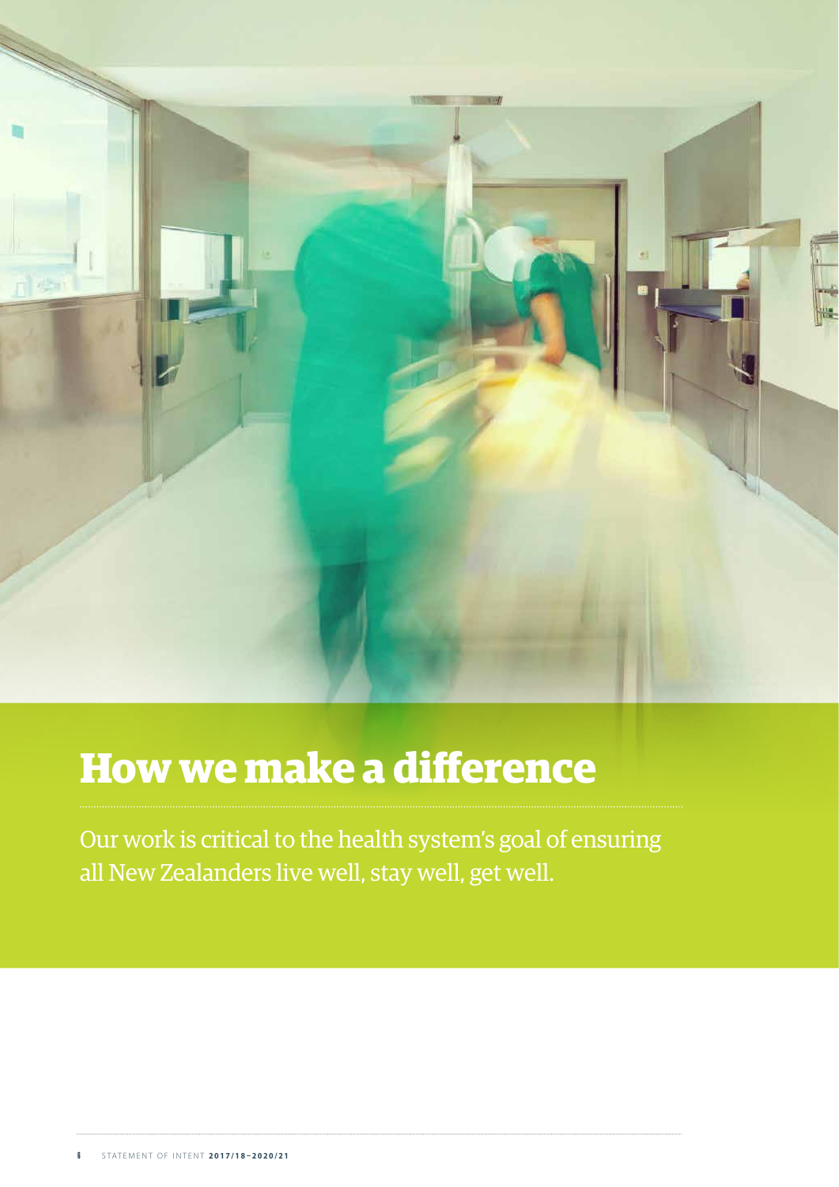# How we make a difference

Our work is critical to the health system's goal of ensuring all New Zealanders live well, stay well, get well.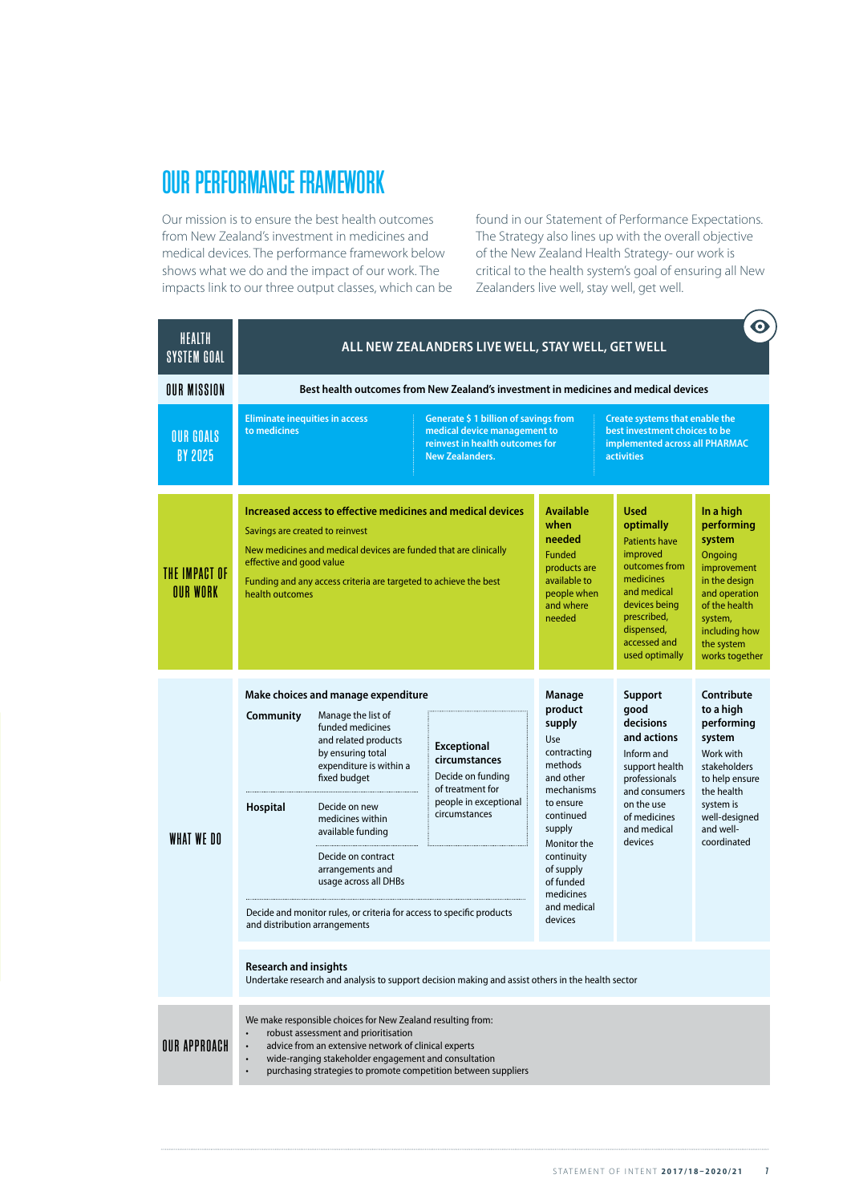# OUR PERFORMANCE FRAMEWORK

Our mission is to ensure the best health outcomes from New Zealand's investment in medicines and medical devices. The performance framework below shows what we do and the impact of our work. The impacts link to our three output classes, which can be found in our Statement of Performance Expectations. The Strategy also lines up with the overall objective of the New Zealand Health Strategy- our work is critical to the health system's goal of ensuring all New Zealanders live well, stay well, get well.

**HEALTH SYSTEM GOAL**

**ALL NEW ZEALANDERS LIVE WELL, STAY WELL, GET WELL**

**OUR MISSION**

**Best health outcomes from New Zealand's investment in medicines and medical devices**

**OUR GOALS BY 2025**

- **Eliminate inequities in access to medicines**
- **Generate $ 1 billion of savings from medical device management to reinvest in health outcomes for New Zealanders.**
- **Create systems that enable the best investment choices to be implemented across all PHARMAC activities**

**THE IMPACT OF OUR WORK**

| Increased access to effective medicines and medical devices | Available when needed | Used optimally | In a high performing system |
|---|---|---|---|
| Savings are created to reinvest<br>New medicines and medical devices are funded that are clinically effective and good value<br>Funding and any access criteria are targeted to achieve the best health outcomes | Funded products are available to people when and where needed | Patients have improved outcomes from medicines and medical devices being prescribed, dispensed, accessed and used optimally | Ongoing improvement in the design and operation of the health system, including how the system works together |

**WHAT WE DO**

| Make choices and manage expenditure | Manage product supply | Support good decisions and actions | Contribute to a high performing system |
|---|---|---|---|
| **Community** – Manage the list of funded medicines and related products by ensuring total expenditure is within a fixed budget<br>**Hospital** – Decide on new medicines within available funding; Decide on contract arrangements and usage across all DHBs<br>**Exceptional circumstances** – Decide on funding of treatment for people in exceptional circumstances<br>Decide and monitor rules, or criteria for access to specific products and distribution arrangements | Use contracting methods and other mechanisms to ensure continued supply<br>Monitor the continuity of supply of funded medicines and medical devices | Inform and support health professionals and consumers on the use of medicines and medical devices | Work with stakeholders to help ensure the health system is well-designed and well-coordinated |

**Research and insights**

Undertake research and analysis to support decision making and assist others in the health sector

**OUR APPROACH**

We make responsible choices for New Zealand resulting from:

- robust assessment and prioritisation
- advice from an extensive network of clinical experts
- wide-ranging stakeholder engagement and consultation
- purchasing strategies to promote competition between suppliers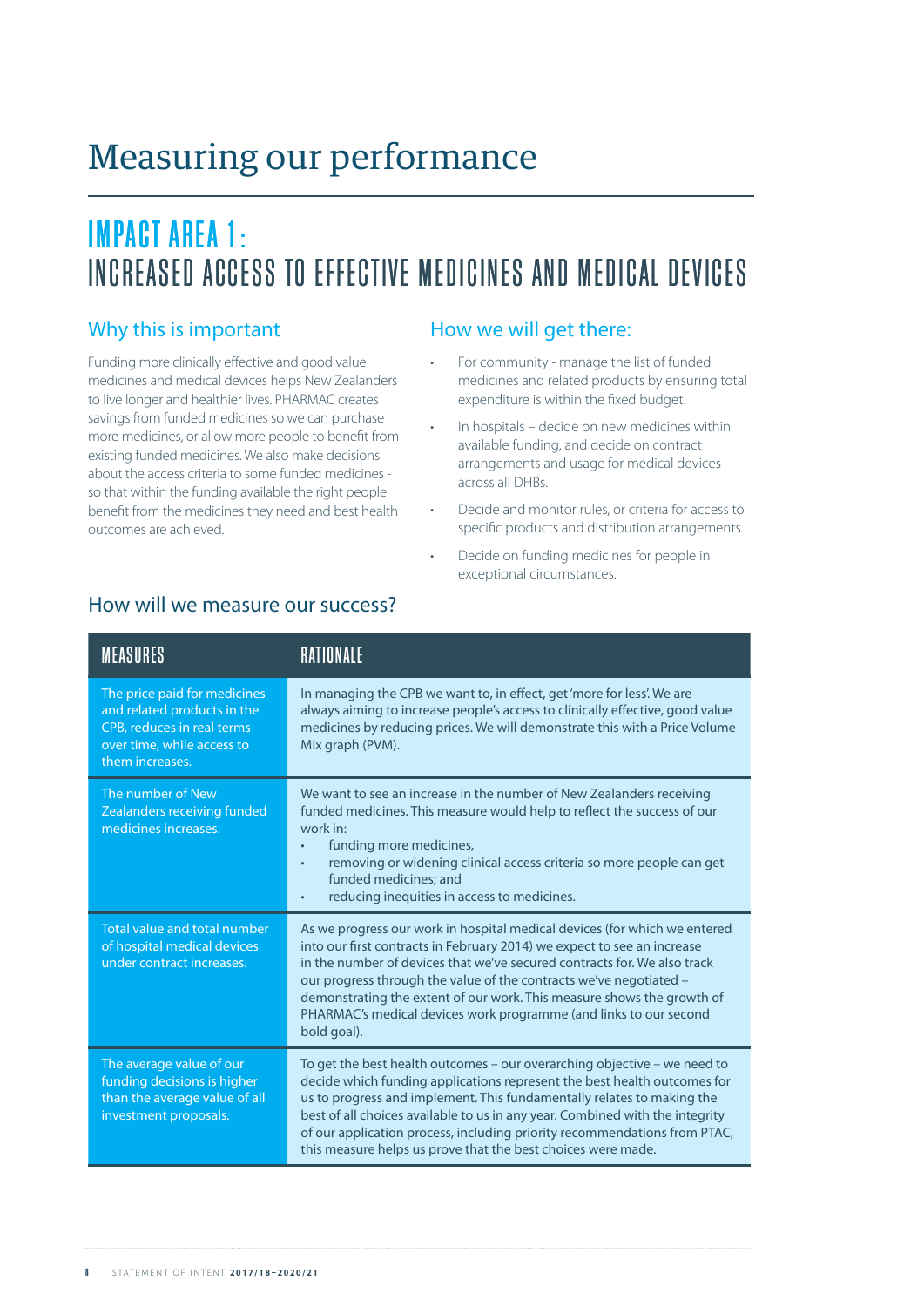# Measuring our performance

## IMPACT AREA 1: INCREASED ACCESS TO EFFECTIVE MEDICINES AND MEDICAL DEVICES

### Why this is important

Funding more clinically effective and good value medicines and medical devices helps New Zealanders to live longer and healthier lives. PHARMAC creates savings from funded medicines so we can purchase more medicines, or allow more people to benefit from existing funded medicines. We also make decisions about the access criteria to some funded medicines - so that within the funding available the right people benefit from the medicines they need and best health outcomes are achieved.

### How we will get there:

- For community - manage the list of funded medicines and related products by ensuring total expenditure is within the fixed budget.
- In hospitals – decide on new medicines within available funding, and decide on contract arrangements and usage for medical devices across all DHBs.
- Decide and monitor rules, or criteria for access to specific products and distribution arrangements.
- Decide on funding medicines for people in exceptional circumstances.

### How will we measure our success?

| MEASURES | RATIONALE |
|---|---|
| The price paid for medicines and related products in the CPB, reduces in real terms over time, while access to them increases. | In managing the CPB we want to, in effect, get 'more for less'. We are always aiming to increase people's access to clinically effective, good value medicines by reducing prices. We will demonstrate this with a Price Volume Mix graph (PVM). |
| The number of New Zealanders receiving funded medicines increases. | We want to see an increase in the number of New Zealanders receiving funded medicines. This measure would help to reflect the success of our work in: <br>• funding more medicines, <br>• removing or widening clinical access criteria so more people can get funded medicines; and <br>• reducing inequities in access to medicines. |
| Total value and total number of hospital medical devices under contract increases. | As we progress our work in hospital medical devices (for which we entered into our first contracts in February 2014) we expect to see an increase in the number of devices that we've secured contracts for. We also track our progress through the value of the contracts we've negotiated – demonstrating the extent of our work. This measure shows the growth of PHARMAC's medical devices work programme (and links to our second bold goal). |
| The average value of our funding decisions is higher than the average value of all investment proposals. | To get the best health outcomes – our overarching objective – we need to decide which funding applications represent the best health outcomes for us to progress and implement. This fundamentally relates to making the best of all choices available to us in any year. Combined with the integrity of our application process, including priority recommendations from PTAC, this measure helps us prove that the best choices were made. |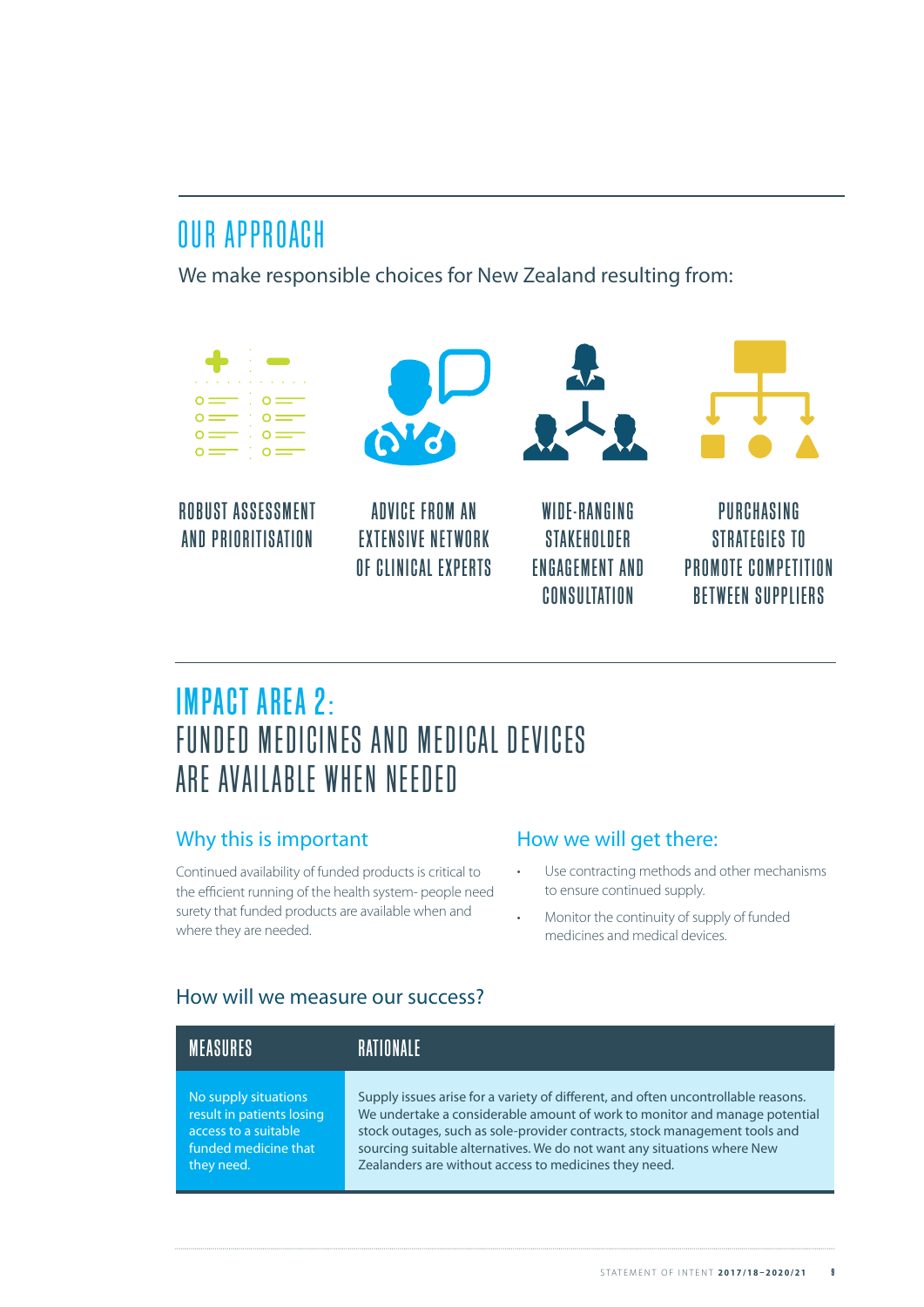## OUR APPROACH

We make responsible choices for New Zealand resulting from:

- ROBUST ASSESSMENT AND PRIORITISATION
- ADVICE FROM AN EXTENSIVE NETWORK OF CLINICAL EXPERTS
- WIDE-RANGING STAKEHOLDER ENGAGEMENT AND CONSULTATION
- PURCHASING STRATEGIES TO PROMOTE COMPETITION BETWEEN SUPPLIERS

## IMPACT AREA 2: FUNDED MEDICINES AND MEDICAL DEVICES ARE AVAILABLE WHEN NEEDED

### Why this is important

Continued availability of funded products is critical to the efficient running of the health system- people need surety that funded products are available when and where they are needed.

### How we will get there:

- Use contracting methods and other mechanisms to ensure continued supply.
- Monitor the continuity of supply of funded medicines and medical devices.

### How will we measure our success?

| MEASURES | RATIONALE |
|---|---|
| No supply situations result in patients losing access to a suitable funded medicine that they need. | Supply issues arise for a variety of different, and often uncontrollable reasons. We undertake a considerable amount of work to monitor and manage potential stock outages, such as sole-provider contracts, stock management tools and sourcing suitable alternatives. We do not want any situations where New Zealanders are without access to medicines they need. |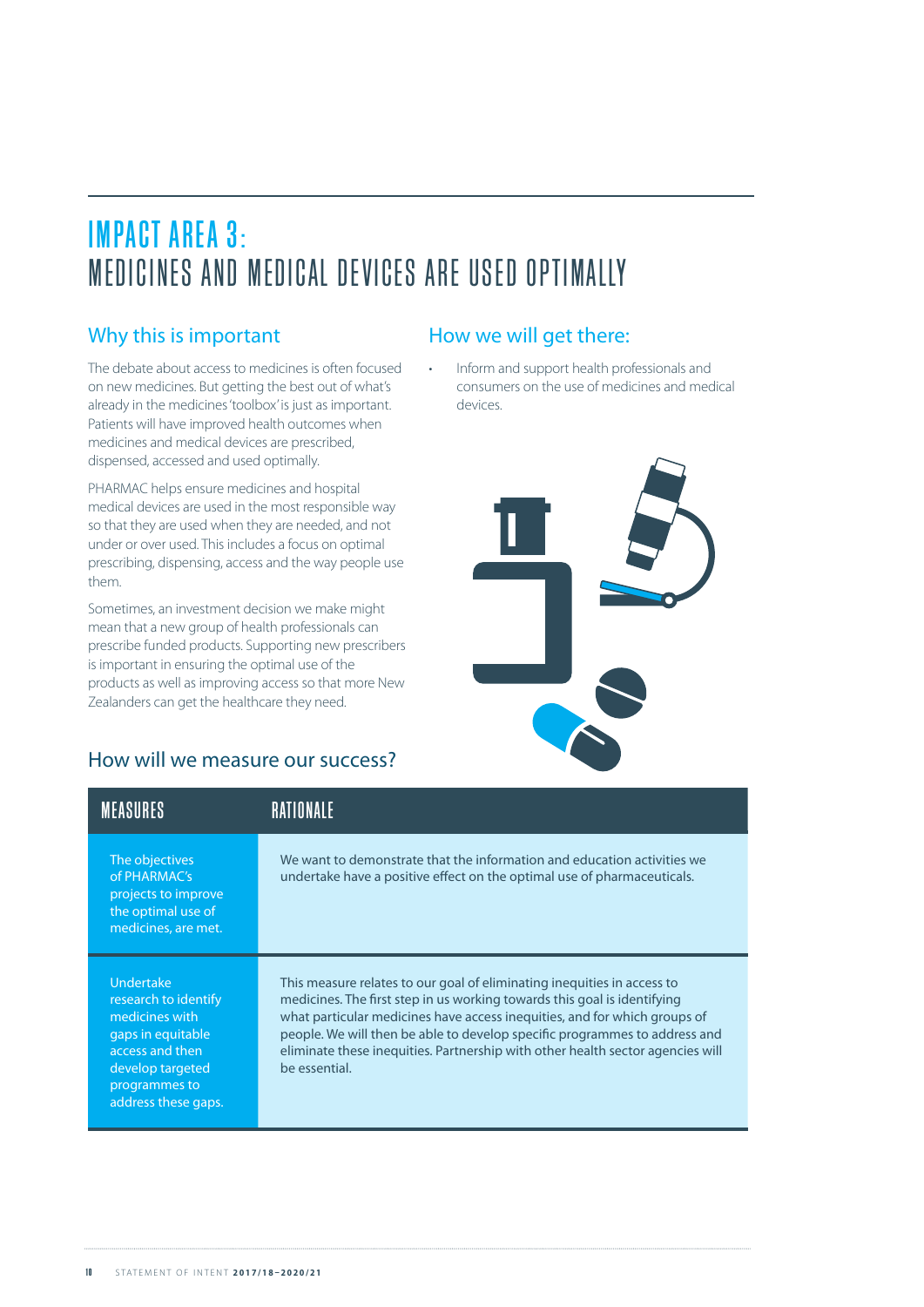# IMPACT AREA 3:
# MEDICINES AND MEDICAL DEVICES ARE USED OPTIMALLY

## Why this is important

The debate about access to medicines is often focused on new medicines. But getting the best out of what's already in the medicines 'toolbox' is just as important. Patients will have improved health outcomes when medicines and medical devices are prescribed, dispensed, accessed and used optimally.

PHARMAC helps ensure medicines and hospital medical devices are used in the most responsible way so that they are used when they are needed, and not under or over used. This includes a focus on optimal prescribing, dispensing, access and the way people use them.

Sometimes, an investment decision we make might mean that a new group of health professionals can prescribe funded products. Supporting new prescribers is important in ensuring the optimal use of the products as well as improving access so that more New Zealanders can get the healthcare they need.

## How we will get there:

- Inform and support health professionals and consumers on the use of medicines and medical devices.

## How will we measure our success?

| MEASURES | RATIONALE |
|---|---|
| The objectives of PHARMAC's projects to improve the optimal use of medicines, are met. | We want to demonstrate that the information and education activities we undertake have a positive effect on the optimal use of pharmaceuticals. |
| Undertake research to identify medicines with gaps in equitable access and then develop targeted programmes to address these gaps. | This measure relates to our goal of eliminating inequities in access to medicines. The first step in us working towards this goal is identifying what particular medicines have access inequities, and for which groups of people. We will then be able to develop specific programmes to address and eliminate these inequities. Partnership with other health sector agencies will be essential. |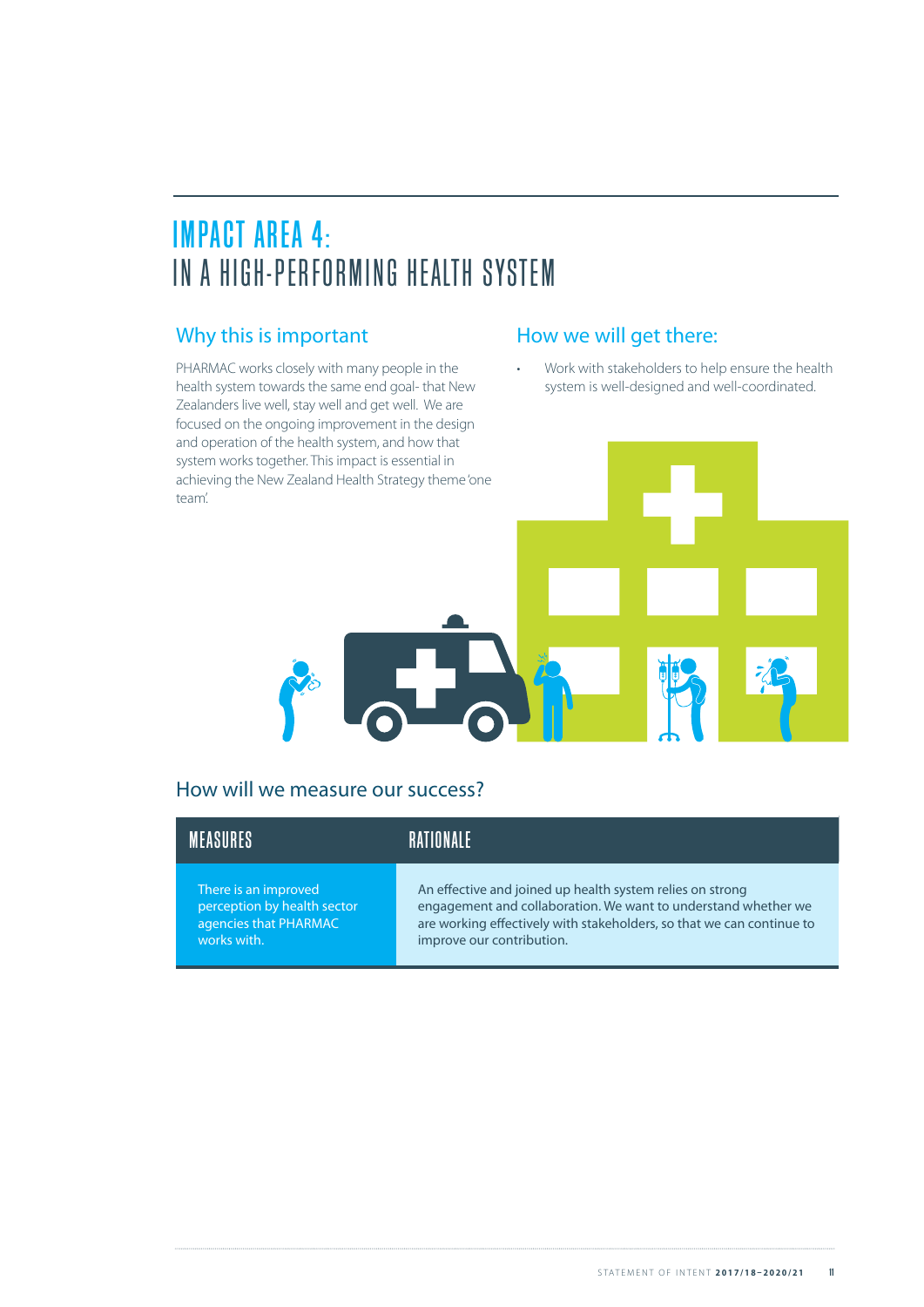# IMPACT AREA 4:
# IN A HIGH-PERFORMING HEALTH SYSTEM

## Why this is important

PHARMAC works closely with many people in the health system towards the same end goal- that New Zealanders live well, stay well and get well. We are focused on the ongoing improvement in the design and operation of the health system, and how that system works together. This impact is essential in achieving the New Zealand Health Strategy theme 'one team'.

## How we will get there:

- Work with stakeholders to help ensure the health system is well-designed and well-coordinated.

## How will we measure our success?

| MEASURES | RATIONALE |
| --- | --- |
| There is an improved perception by health sector agencies that PHARMAC works with. | An effective and joined up health system relies on strong engagement and collaboration. We want to understand whether we are working effectively with stakeholders, so that we can continue to improve our contribution. |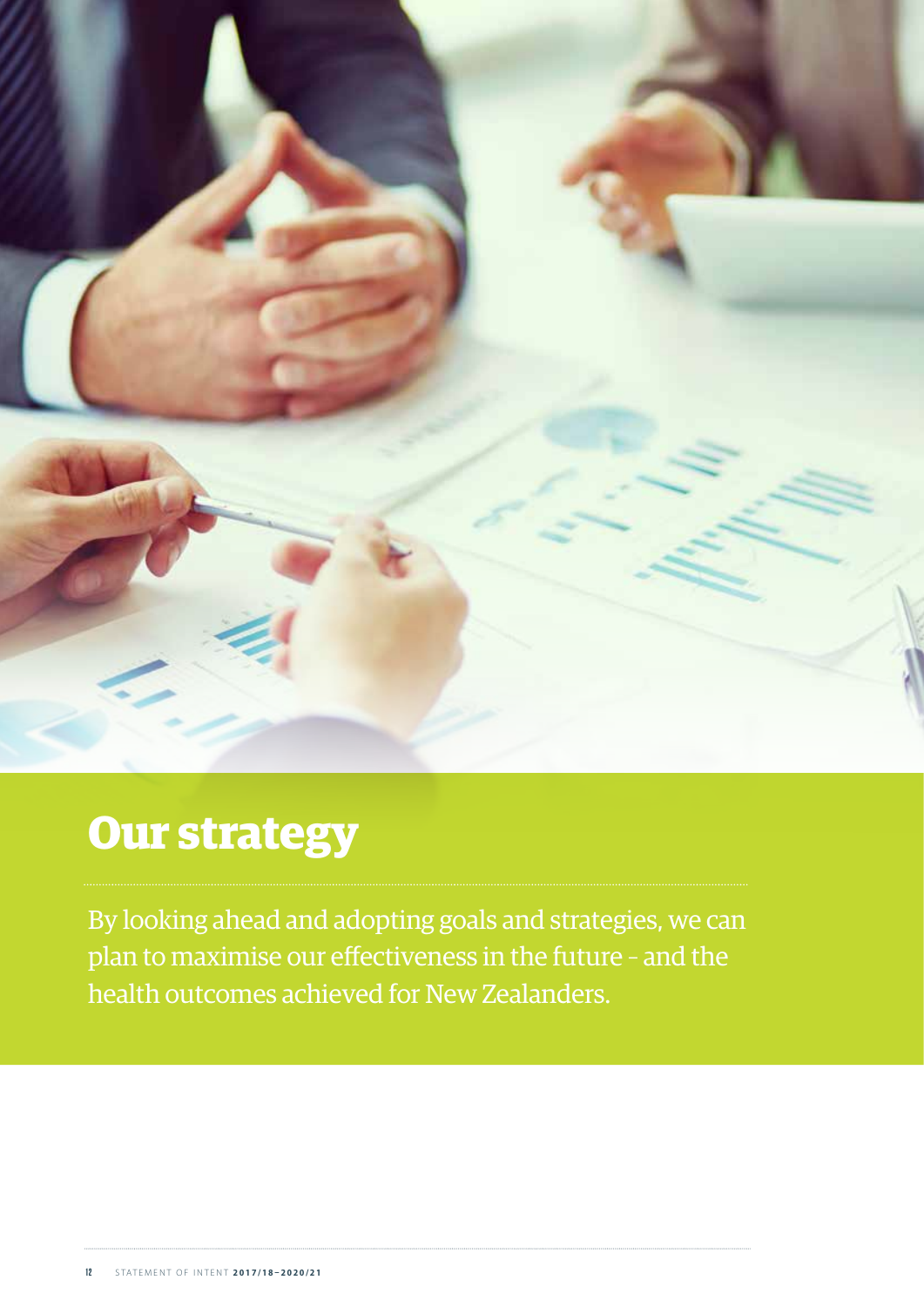# Our strategy

By looking ahead and adopting goals and strategies, we can plan to maximise our effectiveness in the future – and the health outcomes achieved for New Zealanders.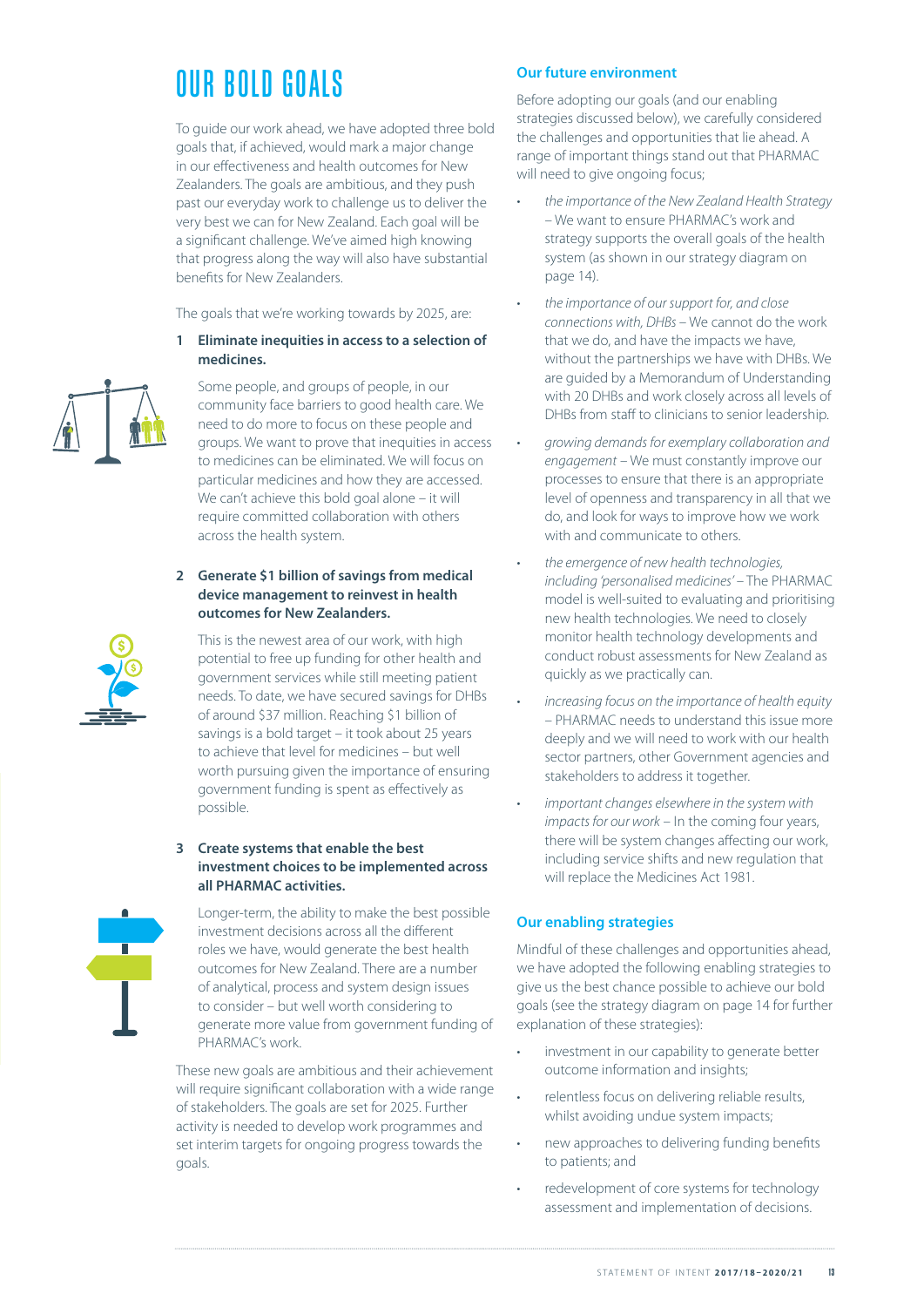# OUR BOLD GOALS

To guide our work ahead, we have adopted three bold goals that, if achieved, would mark a major change in our effectiveness and health outcomes for New Zealanders. The goals are ambitious, and they push past our everyday work to challenge us to deliver the very best we can for New Zealand. Each goal will be a significant challenge. We've aimed high knowing that progress along the way will also have substantial benefits for New Zealanders.

The goals that we're working towards by 2025, are:

**1 Eliminate inequities in access to a selection of medicines.**

Some people, and groups of people, in our community face barriers to good health care. We need to do more to focus on these people and groups. We want to prove that inequities in access to medicines can be eliminated. We will focus on particular medicines and how they are accessed. We can't achieve this bold goal alone – it will require committed collaboration with others across the health system.

**2 Generate $1 billion of savings from medical device management to reinvest in health outcomes for New Zealanders.**

This is the newest area of our work, with high potential to free up funding for other health and government services while still meeting patient needs. To date, we have secured savings for DHBs of around $37 million. Reaching $1 billion of savings is a bold target – it took about 25 years to achieve that level for medicines – but well worth pursuing given the importance of ensuring government funding is spent as effectively as possible.

**3 Create systems that enable the best investment choices to be implemented across all PHARMAC activities.**

Longer-term, the ability to make the best possible investment decisions across all the different roles we have, would generate the best health outcomes for New Zealand. There are a number of analytical, process and system design issues to consider – but well worth considering to generate more value from government funding of PHARMAC's work.

These new goals are ambitious and their achievement will require significant collaboration with a wide range of stakeholders. The goals are set for 2025. Further activity is needed to develop work programmes and set interim targets for ongoing progress towards the goals.

## Our future environment

Before adopting our goals (and our enabling strategies discussed below), we carefully considered the challenges and opportunities that lie ahead. A range of important things stand out that PHARMAC will need to give ongoing focus;

- *the importance of the New Zealand Health Strategy* – We want to ensure PHARMAC's work and strategy supports the overall goals of the health system (as shown in our strategy diagram on page 14).
- *the importance of our support for, and close connections with, DHBs* – We cannot do the work that we do, and have the impacts we have, without the partnerships we have with DHBs. We are guided by a Memorandum of Understanding with 20 DHBs and work closely across all levels of DHBs from staff to clinicians to senior leadership.
- *growing demands for exemplary collaboration and engagement* – We must constantly improve our processes to ensure that there is an appropriate level of openness and transparency in all that we do, and look for ways to improve how we work with and communicate to others.
- *the emergence of new health technologies, including 'personalised medicines'* – The PHARMAC model is well-suited to evaluating and prioritising new health technologies. We need to closely monitor health technology developments and conduct robust assessments for New Zealand as quickly as we practically can.
- *increasing focus on the importance of health equity* – PHARMAC needs to understand this issue more deeply and we will need to work with our health sector partners, other Government agencies and stakeholders to address it together.
- *important changes elsewhere in the system with impacts for our work* – In the coming four years, there will be system changes affecting our work, including service shifts and new regulation that will replace the Medicines Act 1981.

## Our enabling strategies

Mindful of these challenges and opportunities ahead, we have adopted the following enabling strategies to give us the best chance possible to achieve our bold goals (see the strategy diagram on page 14 for further explanation of these strategies):

- investment in our capability to generate better outcome information and insights;
- relentless focus on delivering reliable results, whilst avoiding undue system impacts;
- new approaches to delivering funding benefits to patients; and
- redevelopment of core systems for technology assessment and implementation of decisions.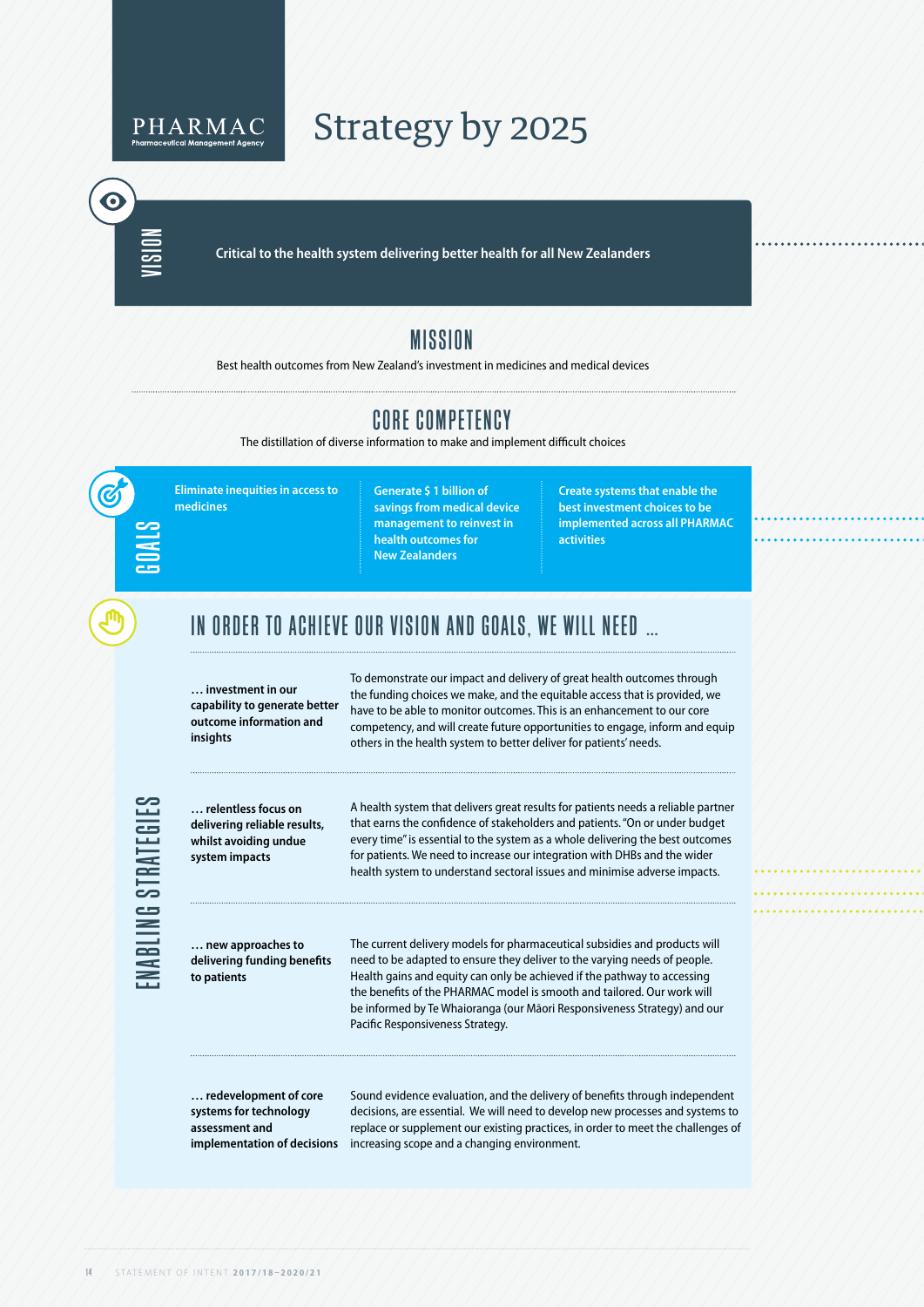PHARMAC
Pharmaceutical Management Agency

# Strategy by 2025

## VISION

**Critical to the health system delivering better health for all New Zealanders**

## MISSION

Best health outcomes from New Zealand's investment in medicines and medical devices

## CORE COMPETENCY

The distillation of diverse information to make and implement difficult choices

## GOALS

- **Eliminate inequities in access to medicines**
- **Generate $ 1 billion of savings from medical device management to reinvest in health outcomes for New Zealanders**
- **Create systems that enable the best investment choices to be implemented across all PHARMAC activities**

## ENABLING STRATEGIES

### IN ORDER TO ACHIEVE OUR VISION AND GOALS, WE WILL NEED ...

**... investment in our capability to generate better outcome information and insights**

To demonstrate our impact and delivery of great health outcomes through the funding choices we make, and the equitable access that is provided, we have to be able to monitor outcomes. This is an enhancement to our core competency, and will create future opportunities to engage, inform and equip others in the health system to better deliver for patients' needs.

**... relentless focus on delivering reliable results, whilst avoiding undue system impacts**

A health system that delivers great results for patients needs a reliable partner that earns the confidence of stakeholders and patients. "On or under budget every time" is essential to the system as a whole delivering the best outcomes for patients. We need to increase our integration with DHBs and the wider health system to understand sectoral issues and minimise adverse impacts.

**... new approaches to delivering funding benefits to patients**

The current delivery models for pharmaceutical subsidies and products will need to be adapted to ensure they deliver to the varying needs of people. Health gains and equity can only be achieved if the pathway to accessing the benefits of the PHARMAC model is smooth and tailored. Our work will be informed by Te Whaioranga (our Māori Responsiveness Strategy) and our Pacific Responsiveness Strategy.

**... redevelopment of core systems for technology assessment and implementation of decisions**

Sound evidence evaluation, and the delivery of benefits through independent decisions, are essential. We will need to develop new processes and systems to replace or supplement our existing practices, in order to meet the challenges of increasing scope and a changing environment.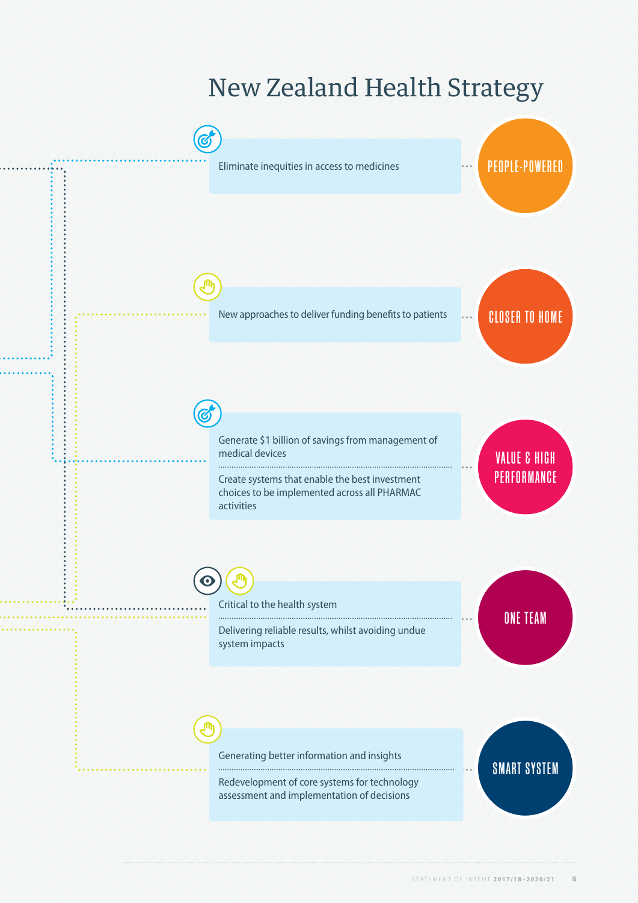# New Zealand Health Strategy

Eliminate inequities in access to medicines — **PEOPLE-POWERED**

New approaches to deliver funding benefits to patients — **CLOSER TO HOME**

Generate $1 billion of savings from management of medical devices

Create systems that enable the best investment choices to be implemented across all PHARMAC activities — **VALUE & HIGH PERFORMANCE**

Critical to the health system

Delivering reliable results, whilst avoiding undue system impacts — **ONE TEAM**

Generating better information and insights

Redevelopment of core systems for technology assessment and implementation of decisions — **SMART SYSTEM**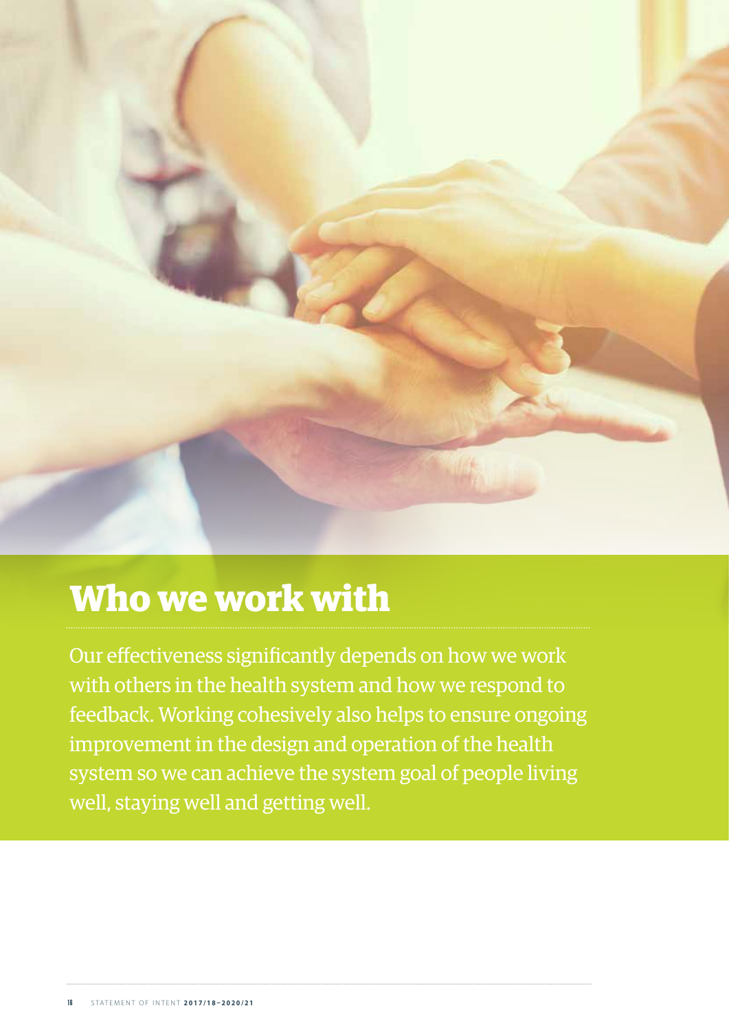# Who we work with

Our effectiveness significantly depends on how we work with others in the health system and how we respond to feedback. Working cohesively also helps to ensure ongoing improvement in the design and operation of the health system so we can achieve the system goal of people living well, staying well and getting well.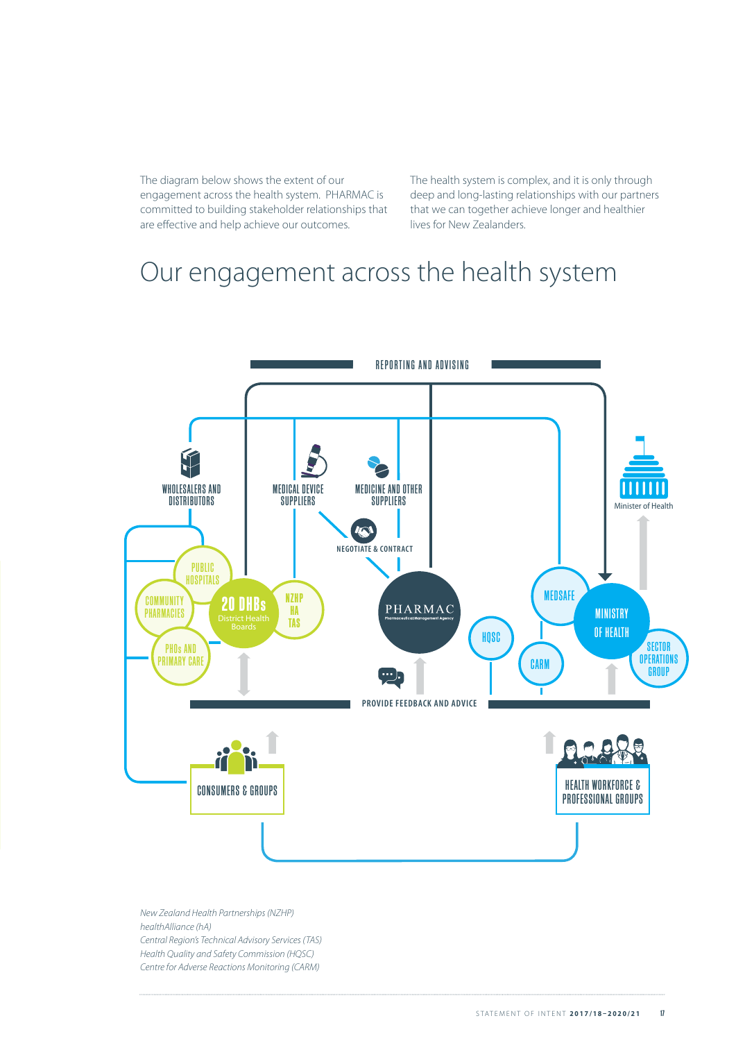The diagram below shows the extent of our engagement across the health system. PHARMAC is committed to building stakeholder relationships that are effective and help achieve our outcomes.

The health system is complex, and it is only through deep and long-lasting relationships with our partners that we can together achieve longer and healthier lives for New Zealanders.

# Our engagement across the health system

REPORTING AND ADVISING

WHOLESALERS AND DISTRIBUTORS

MEDICAL DEVICE SUPPLIERS

MEDICINE AND OTHER SUPPLIERS

Minister of Health

NEGOTIATE & CONTRACT

PUBLIC HOSPITALS

COMMUNITY PHARMACIES

20 DHBs District Health Boards

NZHP HA TAS

PHOs AND PRIMARY CARE

PHARMAC Pharmaceutical Management Agency

HQSC

MEDSAFE

MINISTRY OF HEALTH

CARM

SECTOR OPERATIONS GROUP

PROVIDE FEEDBACK AND ADVICE

CONSUMERS & GROUPS

HEALTH WORKFORCE & PROFESSIONAL GROUPS

*New Zealand Health Partnerships (NZHP)*
*healthAlliance (hA)*
*Central Region's Technical Advisory Services (TAS)*
*Health Quality and Safety Commission (HQSC)*
*Centre for Adverse Reactions Monitoring (CARM)*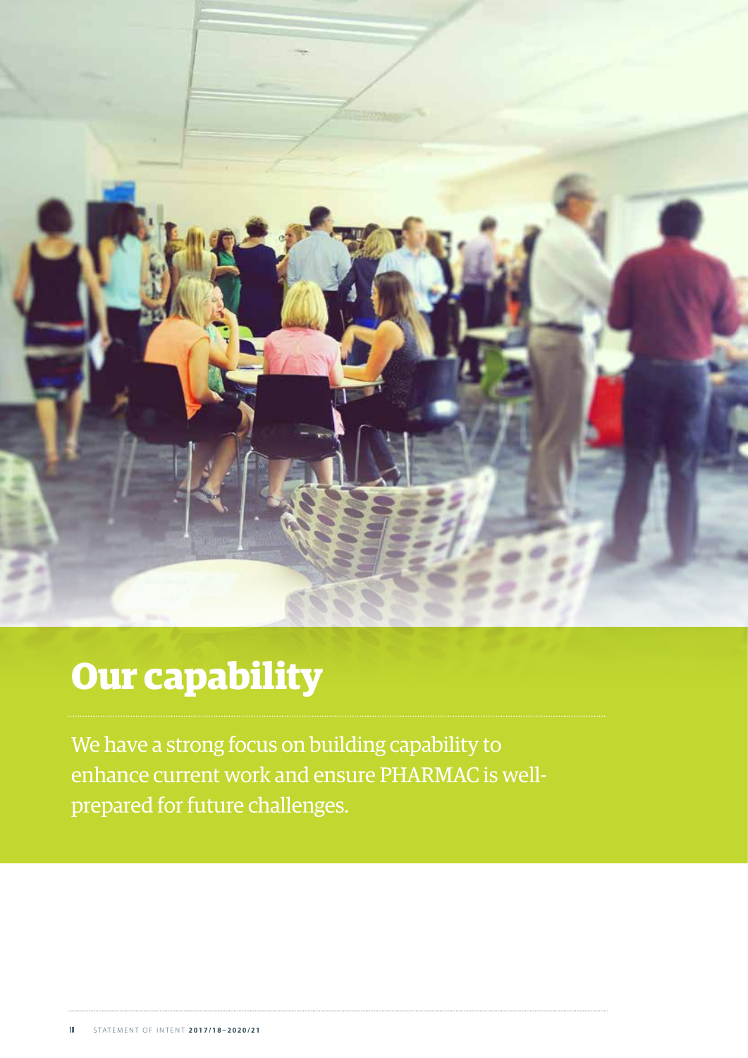# Our capability

We have a strong focus on building capability to enhance current work and ensure PHARMAC is well-prepared for future challenges.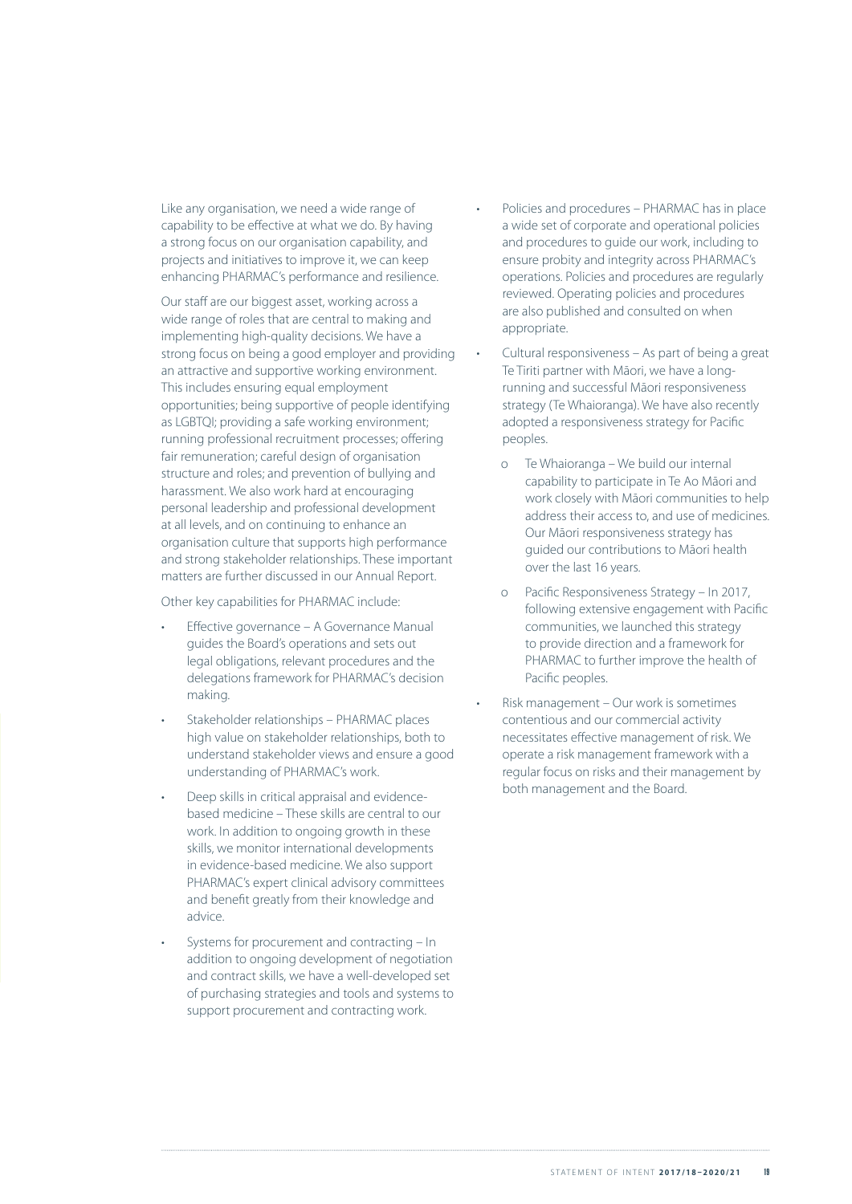Like any organisation, we need a wide range of capability to be effective at what we do. By having a strong focus on our organisation capability, and projects and initiatives to improve it, we can keep enhancing PHARMAC's performance and resilience.

Our staff are our biggest asset, working across a wide range of roles that are central to making and implementing high-quality decisions. We have a strong focus on being a good employer and providing an attractive and supportive working environment. This includes ensuring equal employment opportunities; being supportive of people identifying as LGBTQI; providing a safe working environment; running professional recruitment processes; offering fair remuneration; careful design of organisation structure and roles; and prevention of bullying and harassment. We also work hard at encouraging personal leadership and professional development at all levels, and on continuing to enhance an organisation culture that supports high performance and strong stakeholder relationships. These important matters are further discussed in our Annual Report.

Other key capabilities for PHARMAC include:

- Effective governance – A Governance Manual guides the Board's operations and sets out legal obligations, relevant procedures and the delegations framework for PHARMAC's decision making.
- Stakeholder relationships – PHARMAC places high value on stakeholder relationships, both to understand stakeholder views and ensure a good understanding of PHARMAC's work.
- Deep skills in critical appraisal and evidence-based medicine – These skills are central to our work. In addition to ongoing growth in these skills, we monitor international developments in evidence-based medicine. We also support PHARMAC's expert clinical advisory committees and benefit greatly from their knowledge and advice.
- Systems for procurement and contracting – In addition to ongoing development of negotiation and contract skills, we have a well-developed set of purchasing strategies and tools and systems to support procurement and contracting work.
- Policies and procedures – PHARMAC has in place a wide set of corporate and operational policies and procedures to guide our work, including to ensure probity and integrity across PHARMAC's operations. Policies and procedures are regularly reviewed. Operating policies and procedures are also published and consulted on when appropriate.
- Cultural responsiveness – As part of being a great Te Tiriti partner with Māori, we have a long-running and successful Māori responsiveness strategy (Te Whaioranga). We have also recently adopted a responsiveness strategy for Pacific peoples.
    - Te Whaioranga – We build our internal capability to participate in Te Ao Māori and work closely with Māori communities to help address their access to, and use of medicines. Our Māori responsiveness strategy has guided our contributions to Māori health over the last 16 years.
    - Pacific Responsiveness Strategy – In 2017, following extensive engagement with Pacific communities, we launched this strategy to provide direction and a framework for PHARMAC to further improve the health of Pacific peoples.
- Risk management – Our work is sometimes contentious and our commercial activity necessitates effective management of risk. We operate a risk management framework with a regular focus on risks and their management by both management and the Board.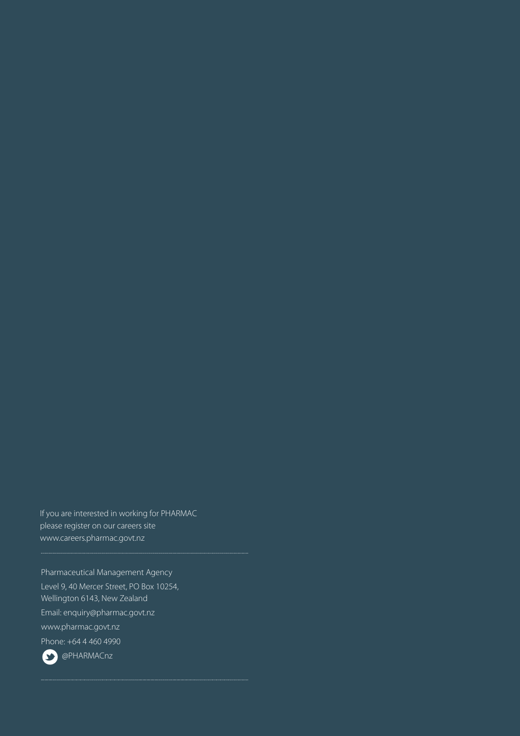If you are interested in working for PHARMAC please register on our careers site www.careers.pharmac.govt.nz

---

Pharmaceutical Management Agency

Level 9, 40 Mercer Street, PO Box 10254, Wellington 6143, New Zealand

Email: enquiry@pharmac.govt.nz

www.pharmac.govt.nz

Phone: +64 4 460 4990

@PHARMACnz

---